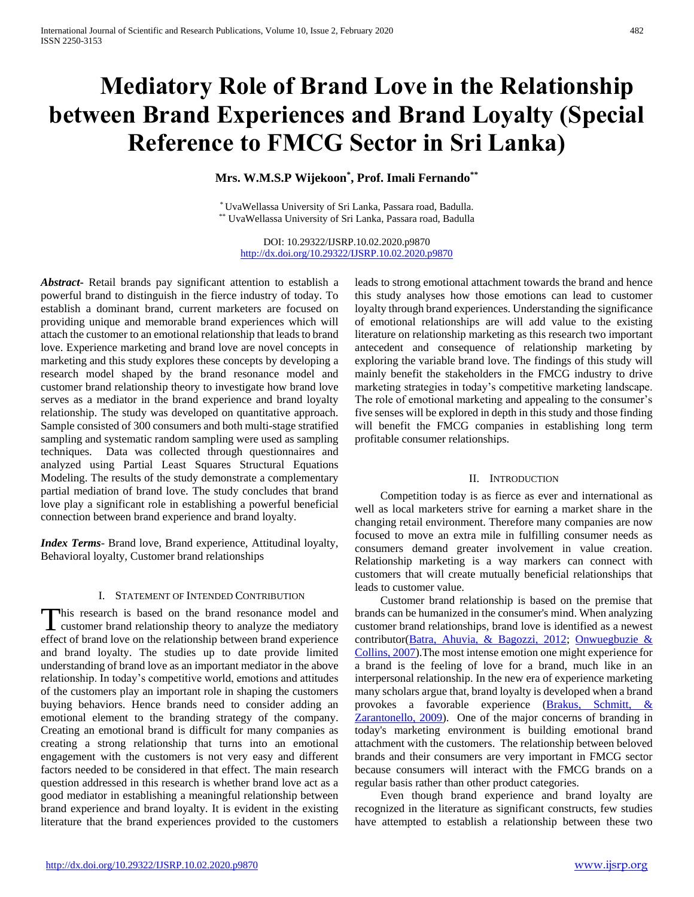# Mediatory Role of Brand Love in the Relationship between Brand Experiences and Brand Loyalty (Special Reference to FMCG Sector in Sri Lanka)

**Mrs. W.M.S.P Wijekoon[*], Prof. Imali Fernando[**]**

[*] UvaWellassa University of Sri Lanka, Passara road, Badulla.
[**] UvaWellassa University of Sri Lanka, Passara road, Badulla

DOI: 10.29322/IJSRP.10.02.2020.p9870
http://dx.doi.org/10.29322/IJSRP.10.02.2020.p9870

***Abstract*-** Retail brands pay significant attention to establish a powerful brand to distinguish in the fierce industry of today. To establish a dominant brand, current marketers are focused on providing unique and memorable brand experiences which will attach the customer to an emotional relationship that leads to brand love. Experience marketing and brand love are novel concepts in marketing and this study explores these concepts by developing a research model shaped by the brand resonance model and customer brand relationship theory to investigate how brand love serves as a mediator in the brand experience and brand loyalty relationship. The study was developed on quantitative approach. Sample consisted of 300 consumers and both multi-stage stratified sampling and systematic random sampling were used as sampling techniques. Data was collected through questionnaires and analyzed using Partial Least Squares Structural Equations Modeling. The results of the study demonstrate a complementary partial mediation of brand love. The study concludes that brand love play a significant role in establishing a powerful beneficial connection between brand experience and brand loyalty.

***Index Terms*-** Brand love, Brand experience, Attitudinal loyalty, Behavioral loyalty, Customer brand relationships

## I. Statement of Intended Contribution

This research is based on the brand resonance model and customer brand relationship theory to analyze the mediatory effect of brand love on the relationship between brand experience and brand loyalty. The studies up to date provide limited understanding of brand love as an important mediator in the above relationship. In today's competitive world, emotions and attitudes of the customers play an important role in shaping the customers buying behaviors. Hence brands need to consider adding an emotional element to the branding strategy of the company. Creating an emotional brand is difficult for many companies as creating a strong relationship that turns into an emotional engagement with the customers is not very easy and different factors needed to be considered in that effect. The main research question addressed in this research is whether brand love act as a good mediator in establishing a meaningful relationship between brand experience and brand loyalty. It is evident in the existing literature that the brand experiences provided to the customers leads to strong emotional attachment towards the brand and hence this study analyses how those emotions can lead to customer loyalty through brand experiences. Understanding the significance of emotional relationships are will add value to the existing literature on relationship marketing as this research two important antecedent and consequence of relationship marketing by exploring the variable brand love. The findings of this study will mainly benefit the stakeholders in the FMCG industry to drive marketing strategies in today's competitive marketing landscape. The role of emotional marketing and appealing to the consumer's five senses will be explored in depth in this study and those finding will benefit the FMCG companies in establishing long term profitable consumer relationships.

## II. Introduction

Competition today is as fierce as ever and international as well as local marketers strive for earning a market share in the changing retail environment. Therefore many companies are now focused to move an extra mile in fulfilling consumer needs as consumers demand greater involvement in value creation. Relationship marketing is a way markers can connect with customers that will create mutually beneficial relationships that leads to customer value.

Customer brand relationship is based on the premise that brands can be humanized in the consumer's mind. When analyzing customer brand relationships, brand love is identified as a newest contributor(Batra, Ahuvia, & Bagozzi, 2012; Onwuegbuzie & Collins, 2007).The most intense emotion one might experience for a brand is the feeling of love for a brand, much like in an interpersonal relationship. In the new era of experience marketing many scholars argue that, brand loyalty is developed when a brand provokes a favorable experience (Brakus, Schmitt, & Zarantonello, 2009). One of the major concerns of branding in today's marketing environment is building emotional brand attachment with the customers. The relationship between beloved brands and their consumers are very important in FMCG sector because consumers will interact with the FMCG brands on a regular basis rather than other product categories.

Even though brand experience and brand loyalty are recognized in the literature as significant constructs, few studies have attempted to establish a relationship between these two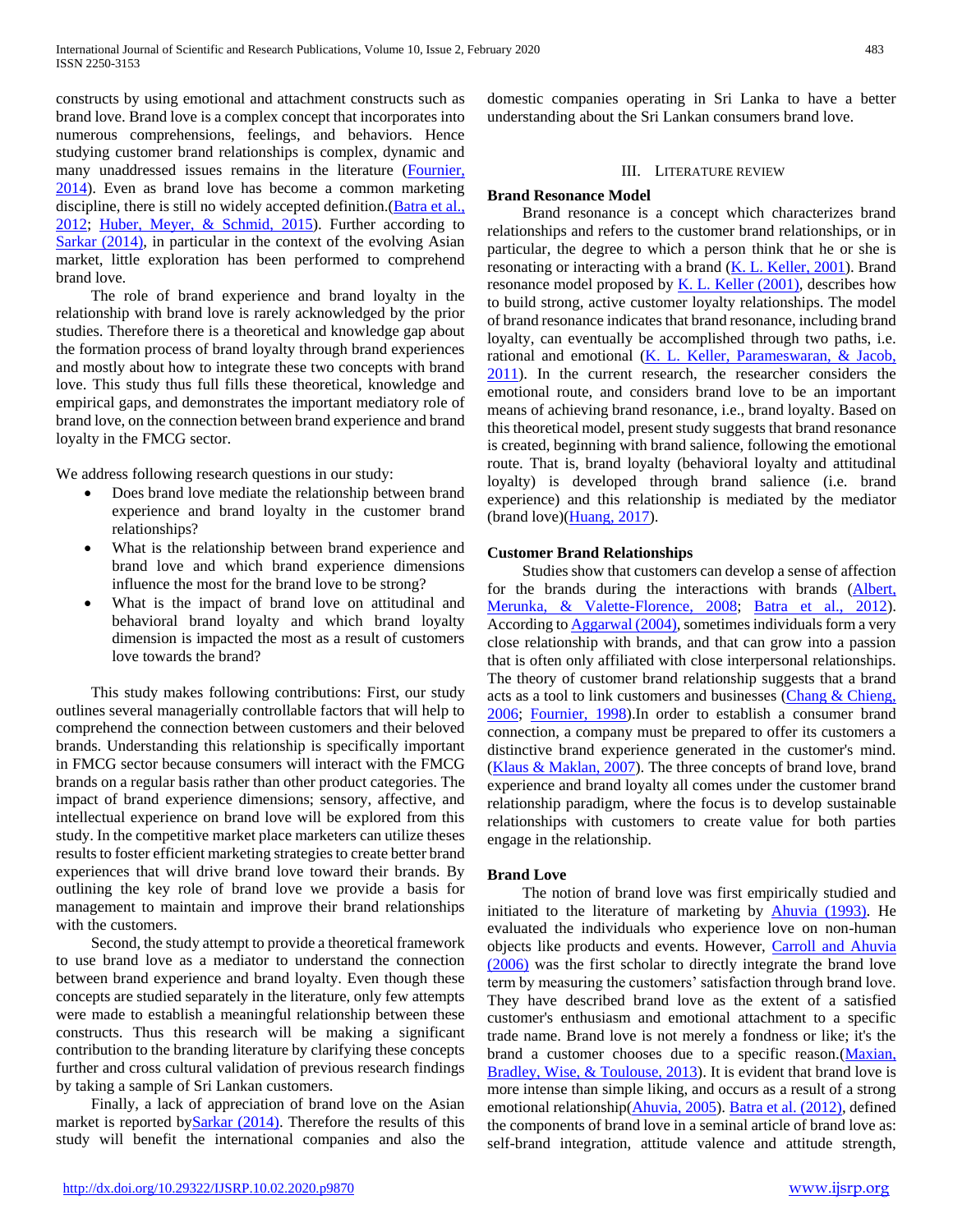constructs by using emotional and attachment constructs such as brand love. Brand love is a complex concept that incorporates into numerous comprehensions, feelings, and behaviors. Hence studying customer brand relationships is complex, dynamic and many unaddressed issues remains in the literature (Fournier, 2014). Even as brand love has become a common marketing discipline, there is still no widely accepted definition.(Batra et al., 2012; Huber, Meyer, & Schmid, 2015). Further according to Sarkar (2014), in particular in the context of the evolving Asian market, little exploration has been performed to comprehend brand love.

The role of brand experience and brand loyalty in the relationship with brand love is rarely acknowledged by the prior studies. Therefore there is a theoretical and knowledge gap about the formation process of brand loyalty through brand experiences and mostly about how to integrate these two concepts with brand love. This study thus full fills these theoretical, knowledge and empirical gaps, and demonstrates the important mediatory role of brand love, on the connection between brand experience and brand loyalty in the FMCG sector.

We address following research questions in our study:

- Does brand love mediate the relationship between brand experience and brand loyalty in the customer brand relationships?
- What is the relationship between brand experience and brand love and which brand experience dimensions influence the most for the brand love to be strong?
- What is the impact of brand love on attitudinal and behavioral brand loyalty and which brand loyalty dimension is impacted the most as a result of customers love towards the brand?

This study makes following contributions: First, our study outlines several managerially controllable factors that will help to comprehend the connection between customers and their beloved brands. Understanding this relationship is specifically important in FMCG sector because consumers will interact with the FMCG brands on a regular basis rather than other product categories. The impact of brand experience dimensions; sensory, affective, and intellectual experience on brand love will be explored from this study. In the competitive market place marketers can utilize theses results to foster efficient marketing strategies to create better brand experiences that will drive brand love toward their brands. By outlining the key role of brand love we provide a basis for management to maintain and improve their brand relationships with the customers.

Second, the study attempt to provide a theoretical framework to use brand love as a mediator to understand the connection between brand experience and brand loyalty. Even though these concepts are studied separately in the literature, only few attempts were made to establish a meaningful relationship between these constructs. Thus this research will be making a significant contribution to the branding literature by clarifying these concepts further and cross cultural validation of previous research findings by taking a sample of Sri Lankan customers.

Finally, a lack of appreciation of brand love on the Asian market is reported bySarkar (2014). Therefore the results of this study will benefit the international companies and also the domestic companies operating in Sri Lanka to have a better understanding about the Sri Lankan consumers brand love.

## III. Literature Review

### Brand Resonance Model

Brand resonance is a concept which characterizes brand relationships and refers to the customer brand relationships, or in particular, the degree to which a person think that he or she is resonating or interacting with a brand (K. L. Keller, 2001). Brand resonance model proposed by K. L. Keller (2001), describes how to build strong, active customer loyalty relationships. The model of brand resonance indicates that brand resonance, including brand loyalty, can eventually be accomplished through two paths, i.e. rational and emotional (K. L. Keller, Parameswaran, & Jacob, 2011). In the current research, the researcher considers the emotional route, and considers brand love to be an important means of achieving brand resonance, i.e., brand loyalty. Based on this theoretical model, present study suggests that brand resonance is created, beginning with brand salience, following the emotional route. That is, brand loyalty (behavioral loyalty and attitudinal loyalty) is developed through brand salience (i.e. brand experience) and this relationship is mediated by the mediator (brand love)(Huang, 2017).

### Customer Brand Relationships

Studies show that customers can develop a sense of affection for the brands during the interactions with brands (Albert, Merunka, & Valette-Florence, 2008; Batra et al., 2012). According to Aggarwal (2004), sometimes individuals form a very close relationship with brands, and that can grow into a passion that is often only affiliated with close interpersonal relationships. The theory of customer brand relationship suggests that a brand acts as a tool to link customers and businesses (Chang & Chieng, 2006; Fournier, 1998).In order to establish a consumer brand connection, a company must be prepared to offer its customers a distinctive brand experience generated in the customer's mind. (Klaus & Maklan, 2007). The three concepts of brand love, brand experience and brand loyalty all comes under the customer brand relationship paradigm, where the focus is to develop sustainable relationships with customers to create value for both parties engage in the relationship.

### Brand Love

The notion of brand love was first empirically studied and initiated to the literature of marketing by Ahuvia (1993). He evaluated the individuals who experience love on non-human objects like products and events. However, Carroll and Ahuvia (2006) was the first scholar to directly integrate the brand love term by measuring the customers' satisfaction through brand love. They have described brand love as the extent of a satisfied customer's enthusiasm and emotional attachment to a specific trade name. Brand love is not merely a fondness or like; it's the brand a customer chooses due to a specific reason.(Maxian, Bradley, Wise, & Toulouse, 2013). It is evident that brand love is more intense than simple liking, and occurs as a result of a strong emotional relationship(Ahuvia, 2005). Batra et al. (2012), defined the components of brand love in a seminal article of brand love as: self-brand integration, attitude valence and attitude strength,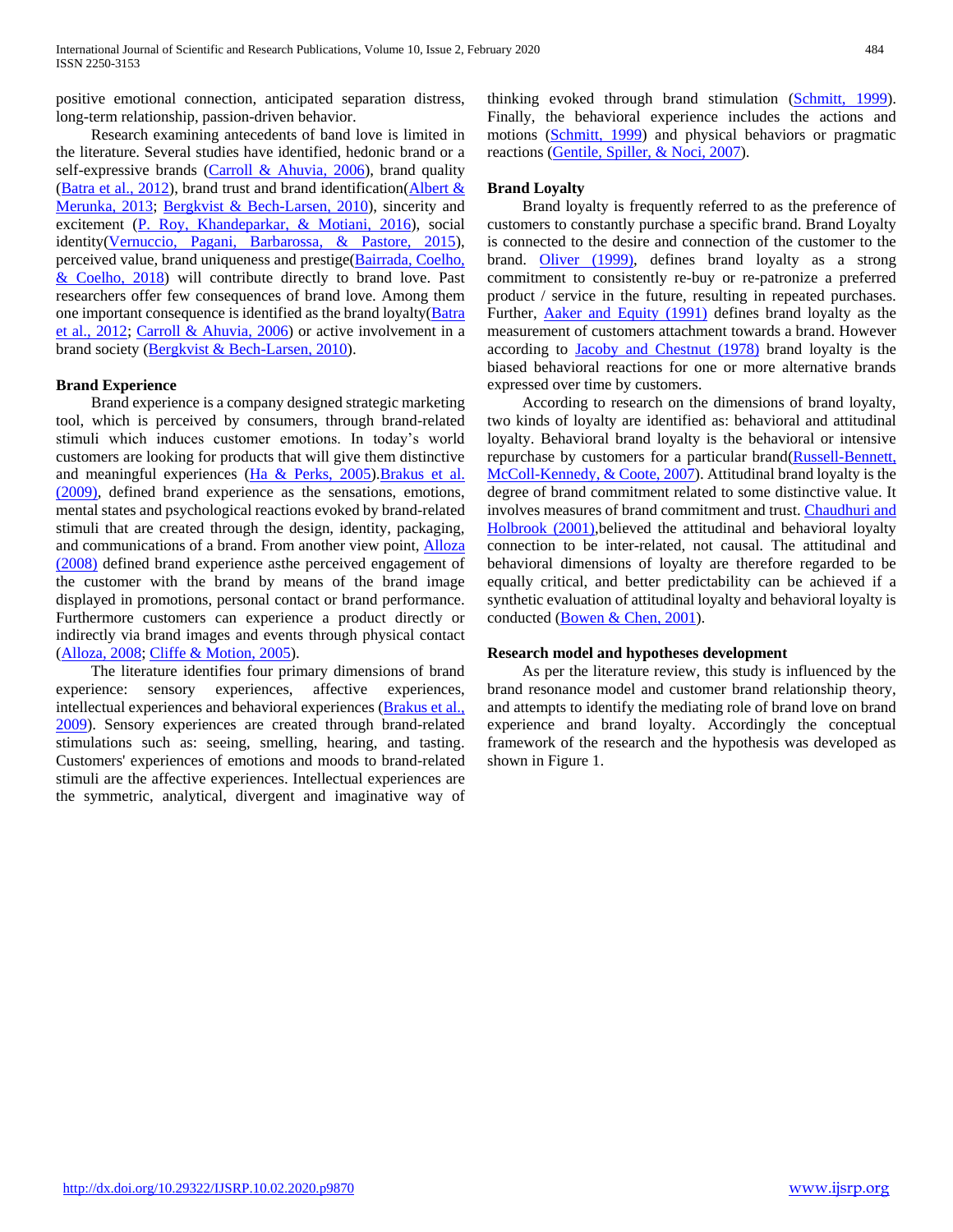positive emotional connection, anticipated separation distress, long-term relationship, passion-driven behavior.

Research examining antecedents of band love is limited in the literature. Several studies have identified, hedonic brand or a self-expressive brands (Carroll & Ahuvia, 2006), brand quality (Batra et al., 2012), brand trust and brand identification(Albert & Merunka, 2013; Bergkvist & Bech-Larsen, 2010), sincerity and excitement (P. Roy, Khandeparkar, & Motiani, 2016), social identity(Vernuccio, Pagani, Barbarossa, & Pastore, 2015), perceived value, brand uniqueness and prestige(Bairrada, Coelho, & Coelho, 2018) will contribute directly to brand love. Past researchers offer few consequences of brand love. Among them one important consequence is identified as the brand loyalty(Batra et al., 2012; Carroll & Ahuvia, 2006) or active involvement in a brand society (Bergkvist & Bech-Larsen, 2010).

### Brand Experience

Brand experience is a company designed strategic marketing tool, which is perceived by consumers, through brand-related stimuli which induces customer emotions. In today's world customers are looking for products that will give them distinctive and meaningful experiences (Ha & Perks, 2005).Brakus et al. (2009), defined brand experience as the sensations, emotions, mental states and psychological reactions evoked by brand-related stimuli that are created through the design, identity, packaging, and communications of a brand. From another view point, Alloza (2008) defined brand experience asthe perceived engagement of the customer with the brand by means of the brand image displayed in promotions, personal contact or brand performance. Furthermore customers can experience a product directly or indirectly via brand images and events through physical contact (Alloza, 2008; Cliffe & Motion, 2005).

The literature identifies four primary dimensions of brand experience: sensory experiences, affective experiences, intellectual experiences and behavioral experiences (Brakus et al., 2009). Sensory experiences are created through brand-related stimulations such as: seeing, smelling, hearing, and tasting. Customers' experiences of emotions and moods to brand-related stimuli are the affective experiences. Intellectual experiences are the symmetric, analytical, divergent and imaginative way of thinking evoked through brand stimulation (Schmitt, 1999). Finally, the behavioral experience includes the actions and motions (Schmitt, 1999) and physical behaviors or pragmatic reactions (Gentile, Spiller, & Noci, 2007).

### Brand Loyalty

Brand loyalty is frequently referred to as the preference of customers to constantly purchase a specific brand. Brand Loyalty is connected to the desire and connection of the customer to the brand. Oliver (1999), defines brand loyalty as a strong commitment to consistently re-buy or re-patronize a preferred product / service in the future, resulting in repeated purchases. Further, Aaker and Equity (1991) defines brand loyalty as the measurement of customers attachment towards a brand. However according to Jacoby and Chestnut (1978) brand loyalty is the biased behavioral reactions for one or more alternative brands expressed over time by customers.

According to research on the dimensions of brand loyalty, two kinds of loyalty are identified as: behavioral and attitudinal loyalty. Behavioral brand loyalty is the behavioral or intensive repurchase by customers for a particular brand(Russell-Bennett, McColl-Kennedy, & Coote, 2007). Attitudinal brand loyalty is the degree of brand commitment related to some distinctive value. It involves measures of brand commitment and trust. Chaudhuri and Holbrook (2001),believed the attitudinal and behavioral loyalty connection to be inter-related, not causal. The attitudinal and behavioral dimensions of loyalty are therefore regarded to be equally critical, and better predictability can be achieved if a synthetic evaluation of attitudinal loyalty and behavioral loyalty is conducted (Bowen & Chen, 2001).

### Research model and hypotheses development

As per the literature review, this study is influenced by the brand resonance model and customer brand relationship theory, and attempts to identify the mediating role of brand love on brand experience and brand loyalty. Accordingly the conceptual framework of the research and the hypothesis was developed as shown in Figure 1.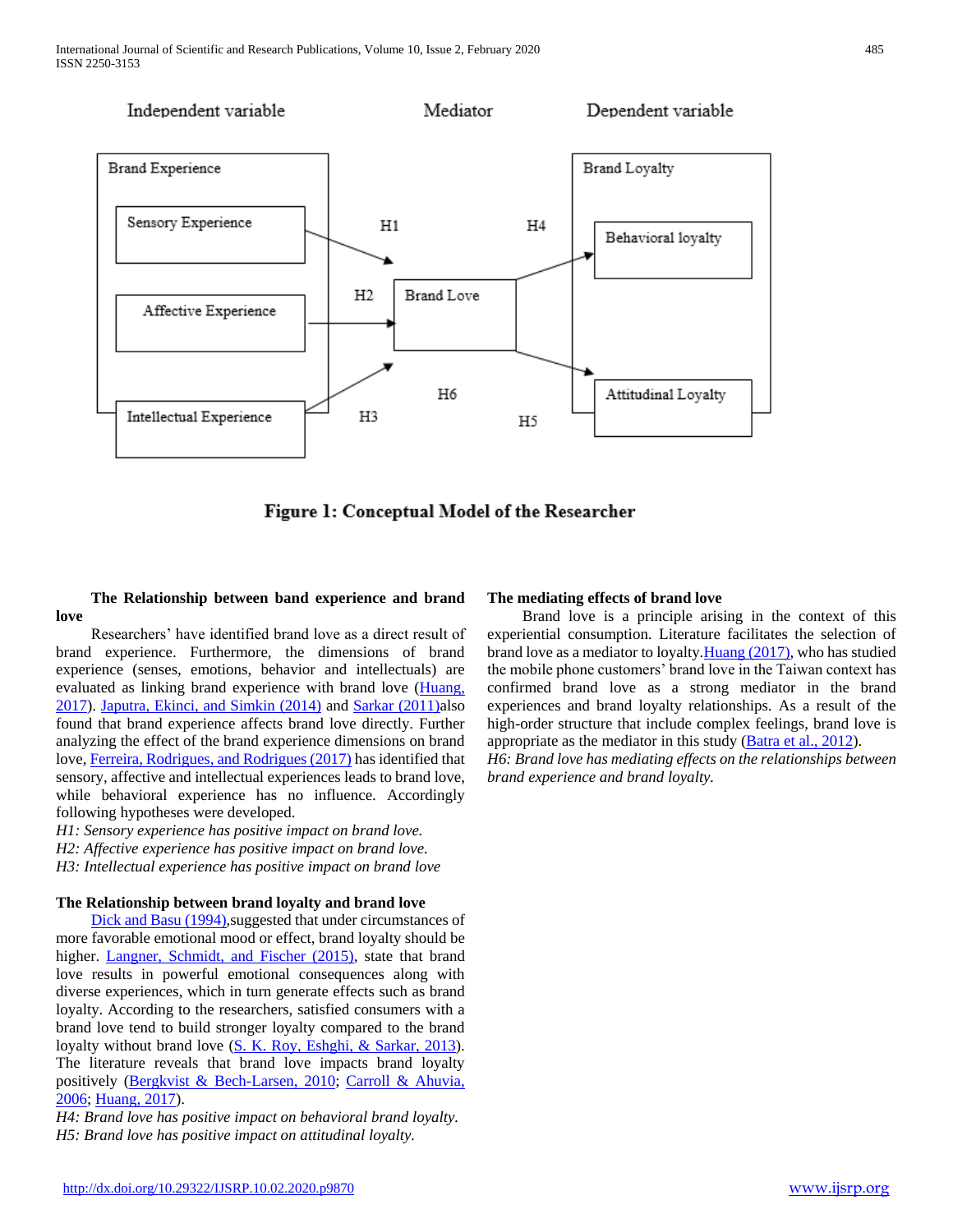Independent variable Mediator Dependent variable

Figure 1: Conceptual Model of the Researcher

**The Relationship between band experience and brand love**

Researchers' have identified brand love as a direct result of brand experience. Furthermore, the dimensions of brand experience (senses, emotions, behavior and intellectuals) are evaluated as linking brand experience with brand love (Huang, 2017). Japutra, Ekinci, and Simkin (2014) and Sarkar (2011)also found that brand experience affects brand love directly. Further analyzing the effect of the brand experience dimensions on brand love, Ferreira, Rodrigues, and Rodrigues (2017) has identified that sensory, affective and intellectual experiences leads to brand love, while behavioral experience has no influence. Accordingly following hypotheses were developed.

*H1: Sensory experience has positive impact on brand love.*
*H2: Affective experience has positive impact on brand love.*
*H3: Intellectual experience has positive impact on brand love*

**The Relationship between brand loyalty and brand love**

Dick and Basu (1994),suggested that under circumstances of more favorable emotional mood or effect, brand loyalty should be higher. Langner, Schmidt, and Fischer (2015), state that brand love results in powerful emotional consequences along with diverse experiences, which in turn generate effects such as brand loyalty. According to the researchers, satisfied consumers with a brand love tend to build stronger loyalty compared to the brand loyalty without brand love (S. K. Roy, Eshghi, & Sarkar, 2013). The literature reveals that brand love impacts brand loyalty positively (Bergkvist & Bech-Larsen, 2010; Carroll & Ahuvia, 2006; Huang, 2017).

*H4: Brand love has positive impact on behavioral brand loyalty.*
*H5: Brand love has positive impact on attitudinal loyalty.*

**The mediating effects of brand love**

Brand love is a principle arising in the context of this experiential consumption. Literature facilitates the selection of brand love as a mediator to loyalty.Huang (2017), who has studied the mobile phone customers' brand love in the Taiwan context has confirmed brand love as a strong mediator in the brand experiences and brand loyalty relationships. As a result of the high-order structure that include complex feelings, brand love is appropriate as the mediator in this study (Batra et al., 2012).

*H6: Brand love has mediating effects on the relationships between brand experience and brand loyalty.*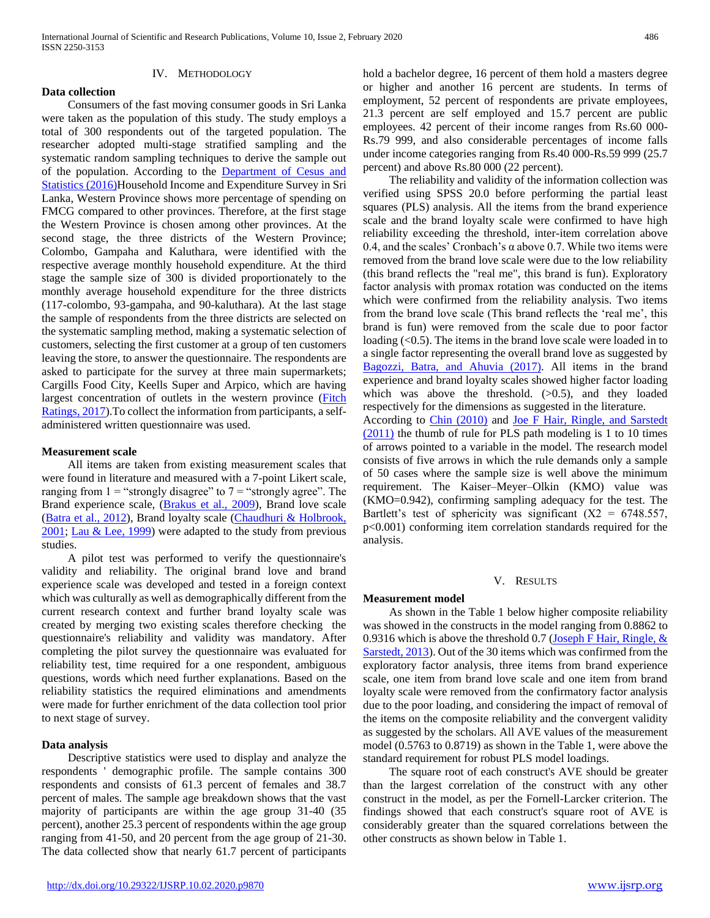## IV. METHODOLOGY

### Data collection

Consumers of the fast moving consumer goods in Sri Lanka were taken as the population of this study. The study employs a total of 300 respondents out of the targeted population. The researcher adopted multi-stage stratified sampling and the systematic random sampling techniques to derive the sample out of the population. According to the Department of Cesus and Statistics (2016)Household Income and Expenditure Survey in Sri Lanka, Western Province shows more percentage of spending on FMCG compared to other provinces. Therefore, at the first stage the Western Province is chosen among other provinces. At the second stage, the three districts of the Western Province; Colombo, Gampaha and Kaluthara, were identified with the respective average monthly household expenditure. At the third stage the sample size of 300 is divided proportionately to the monthly average household expenditure for the three districts (117-colombo, 93-gampaha, and 90-kaluthara). At the last stage the sample of respondents from the three districts are selected on the systematic sampling method, making a systematic selection of customers, selecting the first customer at a group of ten customers leaving the store, to answer the questionnaire. The respondents are asked to participate for the survey at three main supermarkets; Cargills Food City, Keells Super and Arpico, which are having largest concentration of outlets in the western province (Fitch Ratings, 2017).To collect the information from participants, a self-administered written questionnaire was used.

### Measurement scale

All items are taken from existing measurement scales that were found in literature and measured with a 7-point Likert scale, ranging from 1 = "strongly disagree" to 7 = "strongly agree". The Brand experience scale, (Brakus et al., 2009), Brand love scale (Batra et al., 2012), Brand loyalty scale (Chaudhuri & Holbrook, 2001; Lau & Lee, 1999) were adapted to the study from previous studies.

A pilot test was performed to verify the questionnaire's validity and reliability. The original brand love and brand experience scale was developed and tested in a foreign context which was culturally as well as demographically different from the current research context and further brand loyalty scale was created by merging two existing scales therefore checking the questionnaire's reliability and validity was mandatory. After completing the pilot survey the questionnaire was evaluated for reliability test, time required for a one respondent, ambiguous questions, words which need further explanations. Based on the reliability statistics the required eliminations and amendments were made for further enrichment of the data collection tool prior to next stage of survey.

### Data analysis

Descriptive statistics were used to display and analyze the respondents ' demographic profile. The sample contains 300 respondents and consists of 61.3 percent of females and 38.7 percent of males. The sample age breakdown shows that the vast majority of participants are within the age group 31-40 (35 percent), another 25.3 percent of respondents within the age group ranging from 41-50, and 20 percent from the age group of 21-30. The data collected show that nearly 61.7 percent of participants hold a bachelor degree, 16 percent of them hold a masters degree or higher and another 16 percent are students. In terms of employment, 52 percent of respondents are private employees, 21.3 percent are self employed and 15.7 percent are public employees. 42 percent of their income ranges from Rs.60 000-Rs.79 999, and also considerable percentages of income falls under income categories ranging from Rs.40 000-Rs.59 999 (25.7 percent) and above Rs.80 000 (22 percent).

The reliability and validity of the information collection was verified using SPSS 20.0 before performing the partial least squares (PLS) analysis. All the items from the brand experience scale and the brand loyalty scale were confirmed to have high reliability exceeding the threshold, inter-item correlation above 0.4, and the scales' Cronbach's α above 0.7. While two items were removed from the brand love scale were due to the low reliability (this brand reflects the "real me", this brand is fun). Exploratory factor analysis with promax rotation was conducted on the items which were confirmed from the reliability analysis. Two items from the brand love scale (This brand reflects the 'real me', this brand is fun) were removed from the scale due to poor factor loading (<0.5). The items in the brand love scale were loaded in to a single factor representing the overall brand love as suggested by Bagozzi, Batra, and Ahuvia (2017). All items in the brand experience and brand loyalty scales showed higher factor loading which was above the threshold. (>0.5), and they loaded respectively for the dimensions as suggested in the literature.

According to Chin (2010) and Joe F Hair, Ringle, and Sarstedt (2011) the thumb of rule for PLS path modeling is 1 to 10 times of arrows pointed to a variable in the model. The research model consists of five arrows in which the rule demands only a sample of 50 cases where the sample size is well above the minimum requirement. The Kaiser–Meyer–Olkin (KMO) value was (KMO=0.942), confirming sampling adequacy for the test. The Bartlett's test of sphericity was significant ($X2 = 6748.557$, $p<0.001$) conforming item correlation standards required for the analysis.

## V. RESULTS

### Measurement model

As shown in the Table 1 below higher composite reliability was showed in the constructs in the model ranging from 0.8862 to 0.9316 which is above the threshold 0.7 (Joseph F Hair, Ringle, & Sarstedt, 2013). Out of the 30 items which was confirmed from the exploratory factor analysis, three items from brand experience scale, one item from brand love scale and one item from brand loyalty scale were removed from the confirmatory factor analysis due to the poor loading, and considering the impact of removal of the items on the composite reliability and the convergent validity as suggested by the scholars. All AVE values of the measurement model (0.5763 to 0.8719) as shown in the Table 1, were above the standard requirement for robust PLS model loadings.

The square root of each construct's AVE should be greater than the largest correlation of the construct with any other construct in the model, as per the Fornell-Larcker criterion. The findings showed that each construct's square root of AVE is considerably greater than the squared correlations between the other constructs as shown below in Table 1.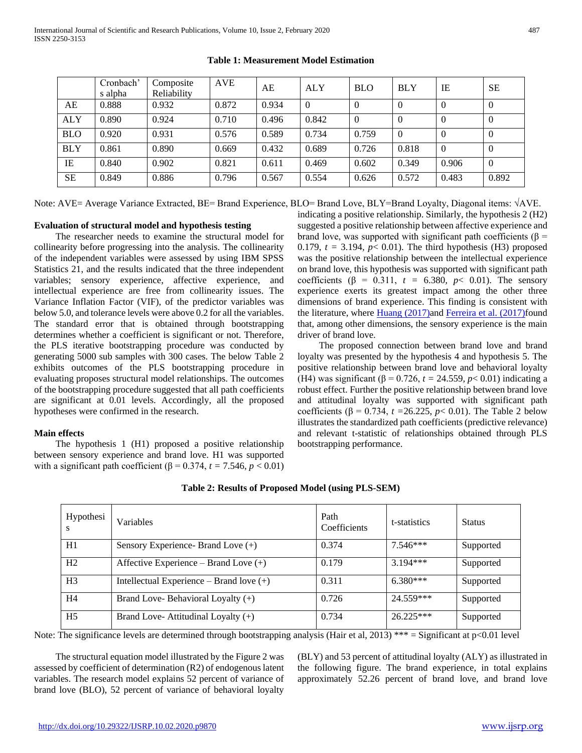**Table 1: Measurement Model Estimation**

| | Cronbach's alpha | Composite Reliability | AVE | AE | ALY | BLO | BLY | IE | SE |
|---|---|---|---|---|---|---|---|---|---|
| AE | 0.888 | 0.932 | 0.872 | 0.934 | 0 | 0 | 0 | 0 | 0 |
| ALY | 0.890 | 0.924 | 0.710 | 0.496 | 0.842 | 0 | 0 | 0 | 0 |
| BLO | 0.920 | 0.931 | 0.576 | 0.589 | 0.734 | 0.759 | 0 | 0 | 0 |
| BLY | 0.861 | 0.890 | 0.669 | 0.432 | 0.689 | 0.726 | 0.818 | 0 | 0 |
| IE | 0.840 | 0.902 | 0.821 | 0.611 | 0.469 | 0.602 | 0.349 | 0.906 | 0 |
| SE | 0.849 | 0.886 | 0.796 | 0.567 | 0.554 | 0.626 | 0.572 | 0.483 | 0.892 |

Note: AVE= Average Variance Extracted, BE= Brand Experience, BLO= Brand Love, BLY=Brand Loyalty, Diagonal items: √AVE.

**Evaluation of structural model and hypothesis testing**

The researcher needs to examine the structural model for collinearity before progressing into the analysis. The collinearity of the independent variables were assessed by using IBM SPSS Statistics 21, and the results indicated that the three independent variables; sensory experience, affective experience, and intellectual experience are free from collinearity issues. The Variance Inflation Factor (VIF), of the predictor variables was below 5.0, and tolerance levels were above 0.2 for all the variables. The standard error that is obtained through bootstrapping determines whether a coefficient is significant or not. Therefore, the PLS iterative bootstrapping procedure was conducted by generating 5000 sub samples with 300 cases. The below Table 2 exhibits outcomes of the PLS bootstrapping procedure in evaluating proposes structural model relationships. The outcomes of the bootstrapping procedure suggested that all path coefficients are significant at 0.01 levels. Accordingly, all the proposed hypotheses were confirmed in the research.

**Main effects**

The hypothesis 1 (H1) proposed a positive relationship between sensory experience and brand love. H1 was supported with a significant path coefficient ($\beta = 0.374$, $t = 7.546$, $p < 0.01$) indicating a positive relationship. Similarly, the hypothesis 2 (H2) suggested a positive relationship between affective experience and brand love, was supported with significant path coefficients ($\beta = 0.179$, $t = 3.194$, $p < 0.01$). The third hypothesis (H3) proposed was the positive relationship between the intellectual experience on brand love, this hypothesis was supported with significant path coefficients ($\beta = 0.311$, $t = 6.380$, $p < 0.01$). The sensory experience exerts its greatest impact among the other three dimensions of brand experience. This finding is consistent with the literature, where Huang (2017)and Ferreira et al. (2017)found that, among other dimensions, the sensory experience is the main driver of brand love.

The proposed connection between brand love and brand loyalty was presented by the hypothesis 4 and hypothesis 5. The positive relationship between brand love and behavioral loyalty (H4) was significant ($\beta = 0.726$, $t = 24.559$, $p < 0.01$) indicating a robust effect. Further the positive relationship between brand love and attitudinal loyalty was supported with significant path coefficients ($\beta = 0.734$, $t = 26.225$, $p < 0.01$). The Table 2 below illustrates the standardized path coefficients (predictive relevance) and relevant t-statistic of relationships obtained through PLS bootstrapping performance.

**Table 2: Results of Proposed Model (using PLS-SEM)**

| Hypothesis | Variables | Path Coefficients | t-statistics | Status |
|---|---|---|---|---|
| H1 | Sensory Experience- Brand Love (+) | 0.374 | 7.546*** | Supported |
| H2 | Affective Experience – Brand Love (+) | 0.179 | 3.194*** | Supported |
| H3 | Intellectual Experience – Brand love (+) | 0.311 | 6.380*** | Supported |
| H4 | Brand Love- Behavioral Loyalty (+) | 0.726 | 24.559*** | Supported |
| H5 | Brand Love- Attitudinal Loyalty (+) | 0.734 | 26.225*** | Supported |

Note: The significance levels are determined through bootstrapping analysis (Hair et al, 2013) *** = Significant at $p<0.01$ level

The structural equation model illustrated by the Figure 2 was assessed by coefficient of determination (R2) of endogenous latent variables. The research model explains 52 percent of variance of brand love (BLO), 52 percent of variance of behavioral loyalty (BLY) and 53 percent of attitudinal loyalty (ALY) as illustrated in the following figure. The brand experience, in total explains approximately 52.26 percent of brand love, and brand love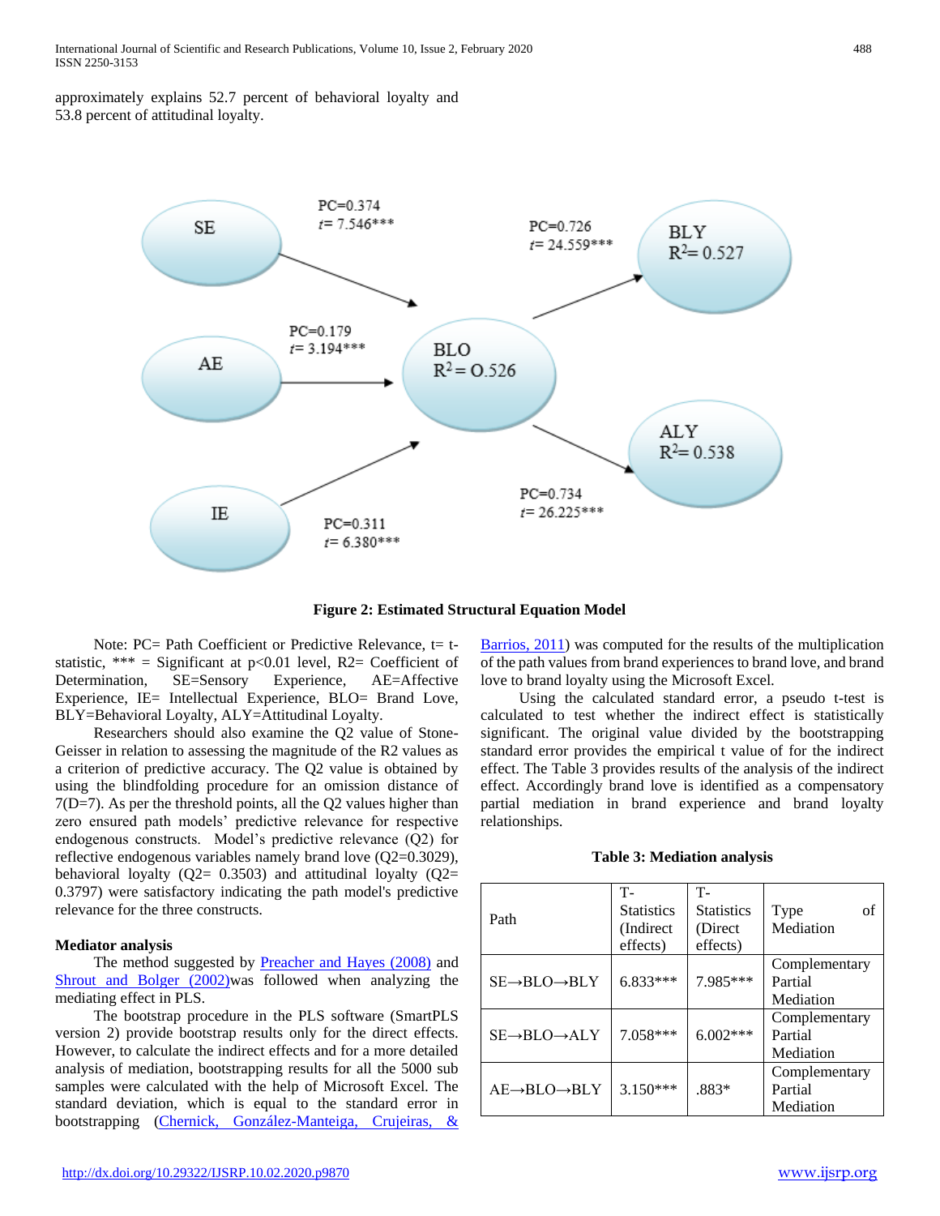approximately explains 52.7 percent of behavioral loyalty and 53.8 percent of attitudinal loyalty.

**Figure 2: Estimated Structural Equation Model**

Note: PC= Path Coefficient or Predictive Relevance, t= t-statistic, *** = Significant at p<0.01 level, R2= Coefficient of Determination, SE=Sensory Experience, AE=Affective Experience, IE= Intellectual Experience, BLO= Brand Love, BLY=Behavioral Loyalty, ALY=Attitudinal Loyalty.

Researchers should also examine the Q2 value of Stone-Geisser in relation to assessing the magnitude of the R2 values as a criterion of predictive accuracy. The Q2 value is obtained by using the blindfolding procedure for an omission distance of 7(D=7). As per the threshold points, all the Q2 values higher than zero ensured path models' predictive relevance for respective endogenous constructs. Model's predictive relevance (Q2) for reflective endogenous variables namely brand love (Q2=0.3029), behavioral loyalty (Q2= 0.3503) and attitudinal loyalty (Q2= 0.3797) were satisfactory indicating the path model's predictive relevance for the three constructs.

**Mediator analysis**

The method suggested by Preacher and Hayes (2008) and Shrout and Bolger (2002)was followed when analyzing the mediating effect in PLS.

The bootstrap procedure in the PLS software (SmartPLS version 2) provide bootstrap results only for the direct effects. However, to calculate the indirect effects and for a more detailed analysis of mediation, bootstrapping results for all the 5000 sub samples were calculated with the help of Microsoft Excel. The standard deviation, which is equal to the standard error in bootstrapping (Chernick, González-Manteiga, Crujeiras, & Barrios, 2011) was computed for the results of the multiplication of the path values from brand experiences to brand love, and brand love to brand loyalty using the Microsoft Excel.

Using the calculated standard error, a pseudo t-test is calculated to test whether the indirect effect is statistically significant. The original value divided by the bootstrapping standard error provides the empirical t value of for the indirect effect. The Table 3 provides results of the analysis of the indirect effect. Accordingly brand love is identified as a compensatory partial mediation in brand experience and brand loyalty relationships.

**Table 3: Mediation analysis**

| Path | T-Statistics (Indirect effects) | T-Statistics (Direct effects) | Type of Mediation |
|---|---|---|---|
| SE→BLO→BLY | 6.833*** | 7.985*** | Complementary Partial Mediation |
| SE→BLO→ALY | 7.058*** | 6.002*** | Complementary Partial Mediation |
| AE→BLO→BLY | 3.150*** | .883* | Complementary Partial Mediation |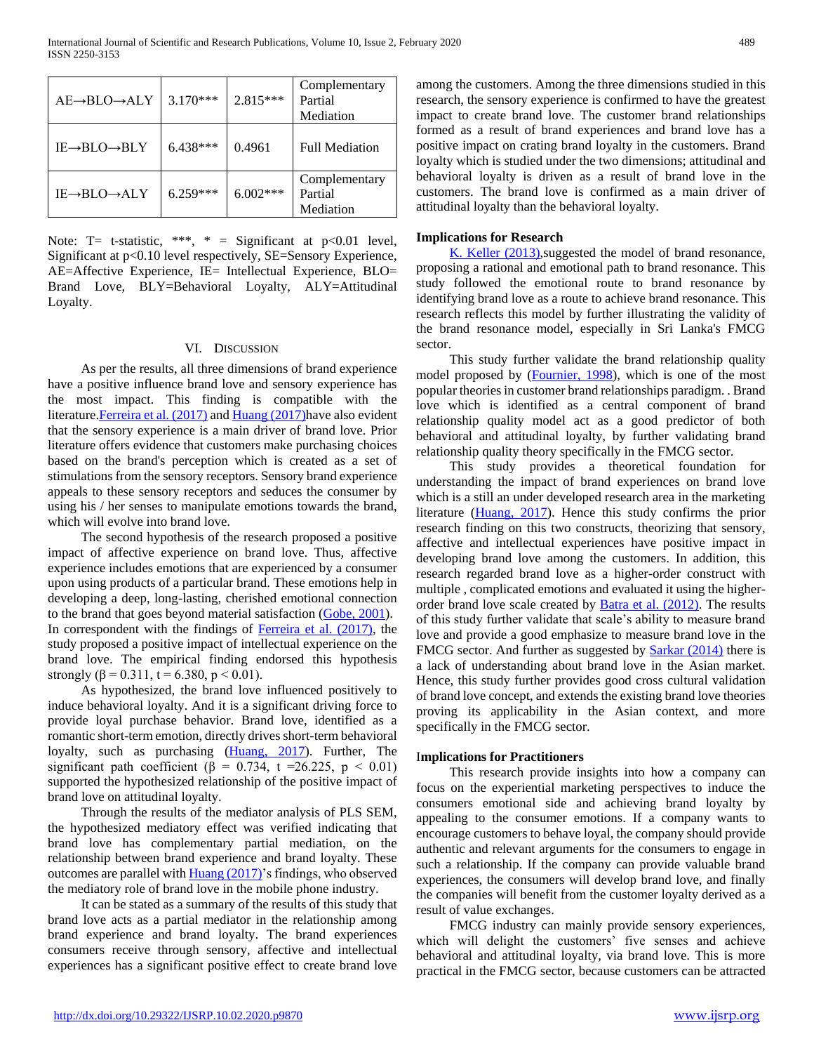| AE→BLO→ALY | 3.170*** | 2.815*** | Complementary Partial Mediation |
|---|---|---|---|
| IE→BLO→BLY | 6.438*** | 0.4961 | Full Mediation |
| IE→BLO→ALY | 6.259*** | 6.002*** | Complementary Partial Mediation |

Note: T= t-statistic, ***, * = Significant at p<0.01 level, Significant at p<0.10 level respectively, SE=Sensory Experience, AE=Affective Experience, IE= Intellectual Experience, BLO= Brand Love, BLY=Behavioral Loyalty, ALY=Attitudinal Loyalty.

## VI. Discussion

As per the results, all three dimensions of brand experience have a positive influence brand love and sensory experience has the most impact. This finding is compatible with the literature.Ferreira et al. (2017) and Huang (2017)have also evident that the sensory experience is a main driver of brand love. Prior literature offers evidence that customers make purchasing choices based on the brand's perception which is created as a set of stimulations from the sensory receptors. Sensory brand experience appeals to these sensory receptors and seduces the consumer by using his / her senses to manipulate emotions towards the brand, which will evolve into brand love.

The second hypothesis of the research proposed a positive impact of affective experience on brand love. Thus, affective experience includes emotions that are experienced by a consumer upon using products of a particular brand. These emotions help in developing a deep, long-lasting, cherished emotional connection to the brand that goes beyond material satisfaction (Gobe, 2001). In correspondent with the findings of Ferreira et al. (2017), the study proposed a positive impact of intellectual experience on the brand love. The empirical finding endorsed this hypothesis strongly ($\beta = 0.311$, $t = 6.380$, $p < 0.01$).

As hypothesized, the brand love influenced positively to induce behavioral loyalty. And it is a significant driving force to provide loyal purchase behavior. Brand love, identified as a romantic short-term emotion, directly drives short-term behavioral loyalty, such as purchasing (Huang, 2017). Further, The significant path coefficient ($\beta = 0.734$, $t = 26.225$, $p < 0.01$) supported the hypothesized relationship of the positive impact of brand love on attitudinal loyalty.

Through the results of the mediator analysis of PLS SEM, the hypothesized mediatory effect was verified indicating that brand love has complementary partial mediation, on the relationship between brand experience and brand loyalty. These outcomes are parallel with Huang (2017)'s findings, who observed the mediatory role of brand love in the mobile phone industry.

It can be stated as a summary of the results of this study that brand love acts as a partial mediator in the relationship among brand experience and brand loyalty. The brand experiences consumers receive through sensory, affective and intellectual experiences has a significant positive effect to create brand love among the customers. Among the three dimensions studied in this research, the sensory experience is confirmed to have the greatest impact to create brand love. The customer brand relationships formed as a result of brand experiences and brand love has a positive impact on crating brand loyalty in the customers. Brand loyalty which is studied under the two dimensions; attitudinal and behavioral loyalty is driven as a result of brand love in the customers. The brand love is confirmed as a main driver of attitudinal loyalty than the behavioral loyalty.

### Implications for Research

K. Keller (2013),suggested the model of brand resonance, proposing a rational and emotional path to brand resonance. This study followed the emotional route to brand resonance by identifying brand love as a route to achieve brand resonance. This research reflects this model by further illustrating the validity of the brand resonance model, especially in Sri Lanka's FMCG sector.

This study further validate the brand relationship quality model proposed by (Fournier, 1998), which is one of the most popular theories in customer brand relationships paradigm. . Brand love which is identified as a central component of brand relationship quality model act as a good predictor of both behavioral and attitudinal loyalty, by further validating brand relationship quality theory specifically in the FMCG sector.

This study provides a theoretical foundation for understanding the impact of brand experiences on brand love which is a still an under developed research area in the marketing literature (Huang, 2017). Hence this study confirms the prior research finding on this two constructs, theorizing that sensory, affective and intellectual experiences have positive impact in developing brand love among the customers. In addition, this research regarded brand love as a higher-order construct with multiple , complicated emotions and evaluated it using the higher-order brand love scale created by Batra et al. (2012). The results of this study further validate that scale's ability to measure brand love and provide a good emphasize to measure brand love in the FMCG sector. And further as suggested by Sarkar (2014) there is a lack of understanding about brand love in the Asian market. Hence, this study further provides good cross cultural validation of brand love concept, and extends the existing brand love theories proving its applicability in the Asian context, and more specifically in the FMCG sector.

### Implications for Practitioners

This research provide insights into how a company can focus on the experiential marketing perspectives to induce the consumers emotional side and achieving brand loyalty by appealing to the consumer emotions. If a company wants to encourage customers to behave loyal, the company should provide authentic and relevant arguments for the consumers to engage in such a relationship. If the company can provide valuable brand experiences, the consumers will develop brand love, and finally the companies will benefit from the customer loyalty derived as a result of value exchanges.

FMCG industry can mainly provide sensory experiences, which will delight the customers' five senses and achieve behavioral and attitudinal loyalty, via brand love. This is more practical in the FMCG sector, because customers can be attracted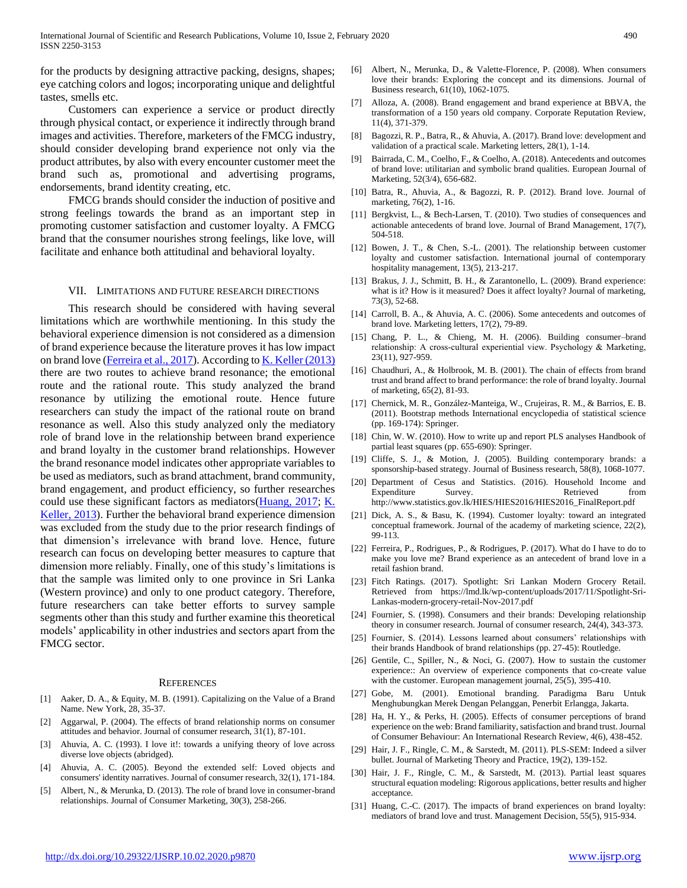for the products by designing attractive packing, designs, shapes; eye catching colors and logos; incorporating unique and delightful tastes, smells etc.

Customers can experience a service or product directly through physical contact, or experience it indirectly through brand images and activities. Therefore, marketers of the FMCG industry, should consider developing brand experience not only via the product attributes, by also with every encounter customer meet the brand such as, promotional and advertising programs, endorsements, brand identity creating, etc.

FMCG brands should consider the induction of positive and strong feelings towards the brand as an important step in promoting customer satisfaction and customer loyalty. A FMCG brand that the consumer nourishes strong feelings, like love, will facilitate and enhance both attitudinal and behavioral loyalty.

## VII. Limitations and Future Research Directions

This research should be considered with having several limitations which are worthwhile mentioning. In this study the behavioral experience dimension is not considered as a dimension of brand experience because the literature proves it has low impact on brand love (Ferreira et al., 2017). According to K. Keller (2013) there are two routes to achieve brand resonance; the emotional route and the rational route. This study analyzed the brand resonance by utilizing the emotional route. Hence future researchers can study the impact of the rational route on brand resonance as well. Also this study analyzed only the mediatory role of brand love in the relationship between brand experience and brand loyalty in the customer brand relationships. However the brand resonance model indicates other appropriate variables to be used as mediators, such as brand attachment, brand community, brand engagement, and product efficiency, so further researches could use these significant factors as mediators(Huang, 2017; K. Keller, 2013). Further the behavioral brand experience dimension was excluded from the study due to the prior research findings of that dimension's irrelevance with brand love. Hence, future research can focus on developing better measures to capture that dimension more reliably. Finally, one of this study's limitations is that the sample was limited only to one province in Sri Lanka (Western province) and only to one product category. Therefore, future researchers can take better efforts to survey sample segments other than this study and further examine this theoretical models' applicability in other industries and sectors apart from the FMCG sector.

## References

[1] Aaker, D. A., & Equity, M. B. (1991). Capitalizing on the Value of a Brand Name. New York, 28, 35-37.

[2] Aggarwal, P. (2004). The effects of brand relationship norms on consumer attitudes and behavior. Journal of consumer research, 31(1), 87-101.

[3] Ahuvia, A. C. (1993). I love it!: towards a unifying theory of love across diverse love objects (abridged).

[4] Ahuvia, A. C. (2005). Beyond the extended self: Loved objects and consumers' identity narratives. Journal of consumer research, 32(1), 171-184.

[5] Albert, N., & Merunka, D. (2013). The role of brand love in consumer-brand relationships. Journal of Consumer Marketing, 30(3), 258-266.

[6] Albert, N., Merunka, D., & Valette-Florence, P. (2008). When consumers love their brands: Exploring the concept and its dimensions. Journal of Business research, 61(10), 1062-1075.

[7] Alloza, A. (2008). Brand engagement and brand experience at BBVA, the transformation of a 150 years old company. Corporate Reputation Review, 11(4), 371-379.

[8] Bagozzi, R. P., Batra, R., & Ahuvia, A. (2017). Brand love: development and validation of a practical scale. Marketing letters, 28(1), 1-14.

[9] Bairrada, C. M., Coelho, F., & Coelho, A. (2018). Antecedents and outcomes of brand love: utilitarian and symbolic brand qualities. European Journal of Marketing, 52(3/4), 656-682.

[10] Batra, R., Ahuvia, A., & Bagozzi, R. P. (2012). Brand love. Journal of marketing, 76(2), 1-16.

[11] Bergkvist, L., & Bech-Larsen, T. (2010). Two studies of consequences and actionable antecedents of brand love. Journal of Brand Management, 17(7), 504-518.

[12] Bowen, J. T., & Chen, S.-L. (2001). The relationship between customer loyalty and customer satisfaction. International journal of contemporary hospitality management, 13(5), 213-217.

[13] Brakus, J. J., Schmitt, B. H., & Zarantonello, L. (2009). Brand experience: what is it? How is it measured? Does it affect loyalty? Journal of marketing, 73(3), 52-68.

[14] Carroll, B. A., & Ahuvia, A. C. (2006). Some antecedents and outcomes of brand love. Marketing letters, 17(2), 79-89.

[15] Chang, P. L., & Chieng, M. H. (2006). Building consumer–brand relationship: A cross-cultural experiential view. Psychology & Marketing, 23(11), 927-959.

[16] Chaudhuri, A., & Holbrook, M. B. (2001). The chain of effects from brand trust and brand affect to brand performance: the role of brand loyalty. Journal of marketing, 65(2), 81-93.

[17] Chernick, M. R., González-Manteiga, W., Crujeiras, R. M., & Barrios, E. B. (2011). Bootstrap methods International encyclopedia of statistical science (pp. 169-174): Springer.

[18] Chin, W. W. (2010). How to write up and report PLS analyses Handbook of partial least squares (pp. 655-690): Springer.

[19] Cliffe, S. J., & Motion, J. (2005). Building contemporary brands: a sponsorship-based strategy. Journal of Business research, 58(8), 1068-1077.

[20] Department of Cesus and Statistics. (2016). Household Income and Expenditure Survey. Retrieved from http://www.statistics.gov.lk/HIES/HIES2016/HIES2016_FinalReport.pdf

[21] Dick, A. S., & Basu, K. (1994). Customer loyalty: toward an integrated conceptual framework. Journal of the academy of marketing science, 22(2), 99-113.

[22] Ferreira, P., Rodrigues, P., & Rodrigues, P. (2017). What do I have to do to make you love me? Brand experience as an antecedent of brand love in a retail fashion brand.

[23] Fitch Ratings. (2017). Spotlight: Sri Lankan Modern Grocery Retail. Retrieved from https://lmd.lk/wp-content/uploads/2017/11/Spotlight-Sri-Lankas-modern-grocery-retail-Nov-2017.pdf

[24] Fournier, S. (1998). Consumers and their brands: Developing relationship theory in consumer research. Journal of consumer research, 24(4), 343-373.

[25] Fournier, S. (2014). Lessons learned about consumers' relationships with their brands Handbook of brand relationships (pp. 27-45): Routledge.

[26] Gentile, C., Spiller, N., & Noci, G. (2007). How to sustain the customer experience:: An overview of experience components that co-create value with the customer. European management journal, 25(5), 395-410.

[27] Gobe, M. (2001). Emotional branding. Paradigma Baru Untuk Menghubungkan Merek Dengan Pelanggan, Penerbit Erlangga, Jakarta.

[28] Ha, H. Y., & Perks, H. (2005). Effects of consumer perceptions of brand experience on the web: Brand familiarity, satisfaction and brand trust. Journal of Consumer Behaviour: An International Research Review, 4(6), 438-452.

[29] Hair, J. F., Ringle, C. M., & Sarstedt, M. (2011). PLS-SEM: Indeed a silver bullet. Journal of Marketing Theory and Practice, 19(2), 139-152.

[30] Hair, J. F., Ringle, C. M., & Sarstedt, M. (2013). Partial least squares structural equation modeling: Rigorous applications, better results and higher acceptance.

[31] Huang, C.-C. (2017). The impacts of brand experiences on brand loyalty: mediators of brand love and trust. Management Decision, 55(5), 915-934.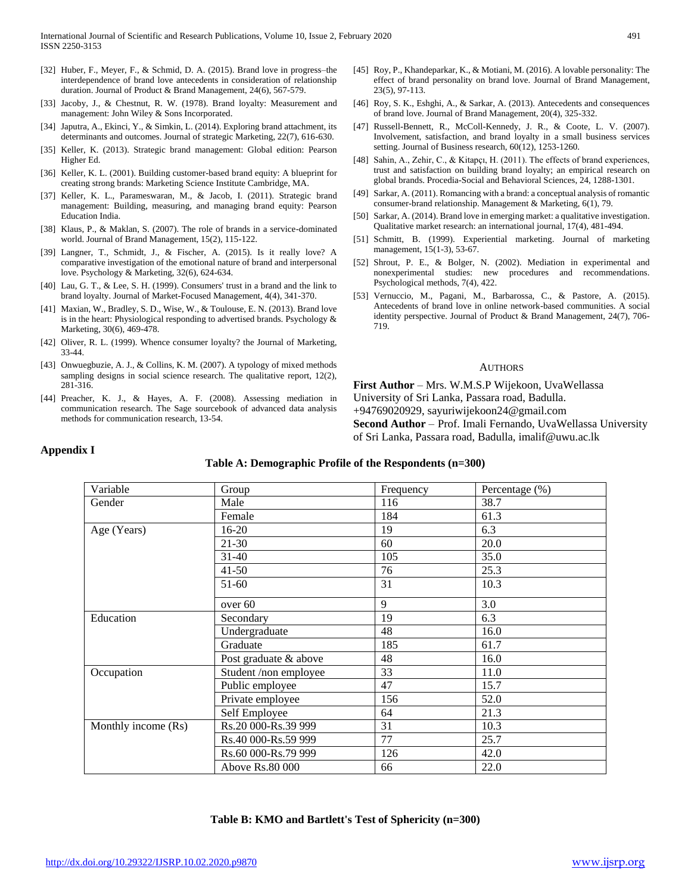[32] Huber, F., Meyer, F., & Schmid, D. A. (2015). Brand love in progress–the interdependence of brand love antecedents in consideration of relationship duration. Journal of Product & Brand Management, 24(6), 567-579.

[33] Jacoby, J., & Chestnut, R. W. (1978). Brand loyalty: Measurement and management: John Wiley & Sons Incorporated.

[34] Japutra, A., Ekinci, Y., & Simkin, L. (2014). Exploring brand attachment, its determinants and outcomes. Journal of strategic Marketing, 22(7), 616-630.

[35] Keller, K. (2013). Strategic brand management: Global edition: Pearson Higher Ed.

[36] Keller, K. L. (2001). Building customer-based brand equity: A blueprint for creating strong brands: Marketing Science Institute Cambridge, MA.

[37] Keller, K. L., Parameswaran, M., & Jacob, I. (2011). Strategic brand management: Building, measuring, and managing brand equity: Pearson Education India.

[38] Klaus, P., & Maklan, S. (2007). The role of brands in a service-dominated world. Journal of Brand Management, 15(2), 115-122.

[39] Langner, T., Schmidt, J., & Fischer, A. (2015). Is it really love? A comparative investigation of the emotional nature of brand and interpersonal love. Psychology & Marketing, 32(6), 624-634.

[40] Lau, G. T., & Lee, S. H. (1999). Consumers' trust in a brand and the link to brand loyalty. Journal of Market-Focused Management, 4(4), 341-370.

[41] Maxian, W., Bradley, S. D., Wise, W., & Toulouse, E. N. (2013). Brand love is in the heart: Physiological responding to advertised brands. Psychology & Marketing, 30(6), 469-478.

[42] Oliver, R. L. (1999). Whence consumer loyalty? the Journal of Marketing, 33-44.

[43] Onwuegbuzie, A. J., & Collins, K. M. (2007). A typology of mixed methods sampling designs in social science research. The qualitative report, 12(2), 281-316.

[44] Preacher, K. J., & Hayes, A. F. (2008). Assessing mediation in communication research. The Sage sourcebook of advanced data analysis methods for communication research, 13-54.

[45] Roy, P., Khandeparkar, K., & Motiani, M. (2016). A lovable personality: The effect of brand personality on brand love. Journal of Brand Management, 23(5), 97-113.

[46] Roy, S. K., Eshghi, A., & Sarkar, A. (2013). Antecedents and consequences of brand love. Journal of Brand Management, 20(4), 325-332.

[47] Russell-Bennett, R., McColl-Kennedy, J. R., & Coote, L. V. (2007). Involvement, satisfaction, and brand loyalty in a small business services setting. Journal of Business research, 60(12), 1253-1260.

[48] Sahin, A., Zehir, C., & Kitapçı, H. (2011). The effects of brand experiences, trust and satisfaction on building brand loyalty; an empirical research on global brands. Procedia-Social and Behavioral Sciences, 24, 1288-1301.

[49] Sarkar, A. (2011). Romancing with a brand: a conceptual analysis of romantic consumer-brand relationship. Management & Marketing, 6(1), 79.

[50] Sarkar, A. (2014). Brand love in emerging market: a qualitative investigation. Qualitative market research: an international journal, 17(4), 481-494.

[51] Schmitt, B. (1999). Experiential marketing. Journal of marketing management, 15(1-3), 53-67.

[52] Shrout, P. E., & Bolger, N. (2002). Mediation in experimental and nonexperimental studies: new procedures and recommendations. Psychological methods, 7(4), 422.

[53] Vernuccio, M., Pagani, M., Barbarossa, C., & Pastore, A. (2015). Antecedents of brand love in online network-based communities. A social identity perspective. Journal of Product & Brand Management, 24(7), 706-719.

## AUTHORS

**First Author** – Mrs. W.M.S.P Wijekoon, UvaWellassa University of Sri Lanka, Passara road, Badulla. +94769020929, sayuriwijekoon24@gmail.com

**Second Author** – Prof. Imali Fernando, UvaWellassa University of Sri Lanka, Passara road, Badulla, imalif@uwu.ac.lk

## Appendix I

**Table A: Demographic Profile of the Respondents (n=300)**

| Variable | Group | Frequency | Percentage (%) |
|---|---|---|---|
| Gender | Male | 116 | 38.7 |
| | Female | 184 | 61.3 |
| Age (Years) | 16-20 | 19 | 6.3 |
| | 21-30 | 60 | 20.0 |
| | 31-40 | 105 | 35.0 |
| | 41-50 | 76 | 25.3 |
| | 51-60 | 31 | 10.3 |
| | over 60 | 9 | 3.0 |
| Education | Secondary | 19 | 6.3 |
| | Undergraduate | 48 | 16.0 |
| | Graduate | 185 | 61.7 |
| | Post graduate & above | 48 | 16.0 |
| Occupation | Student /non employee | 33 | 11.0 |
| | Public employee | 47 | 15.7 |
| | Private employee | 156 | 52.0 |
| | Self Employee | 64 | 21.3 |
| Monthly income (Rs) | Rs.20 000-Rs.39 999 | 31 | 10.3 |
| | Rs.40 000-Rs.59 999 | 77 | 25.7 |
| | Rs.60 000-Rs.79 999 | 126 | 42.0 |
| | Above Rs.80 000 | 66 | 22.0 |

**Table B: KMO and Bartlett's Test of Sphericity (n=300)**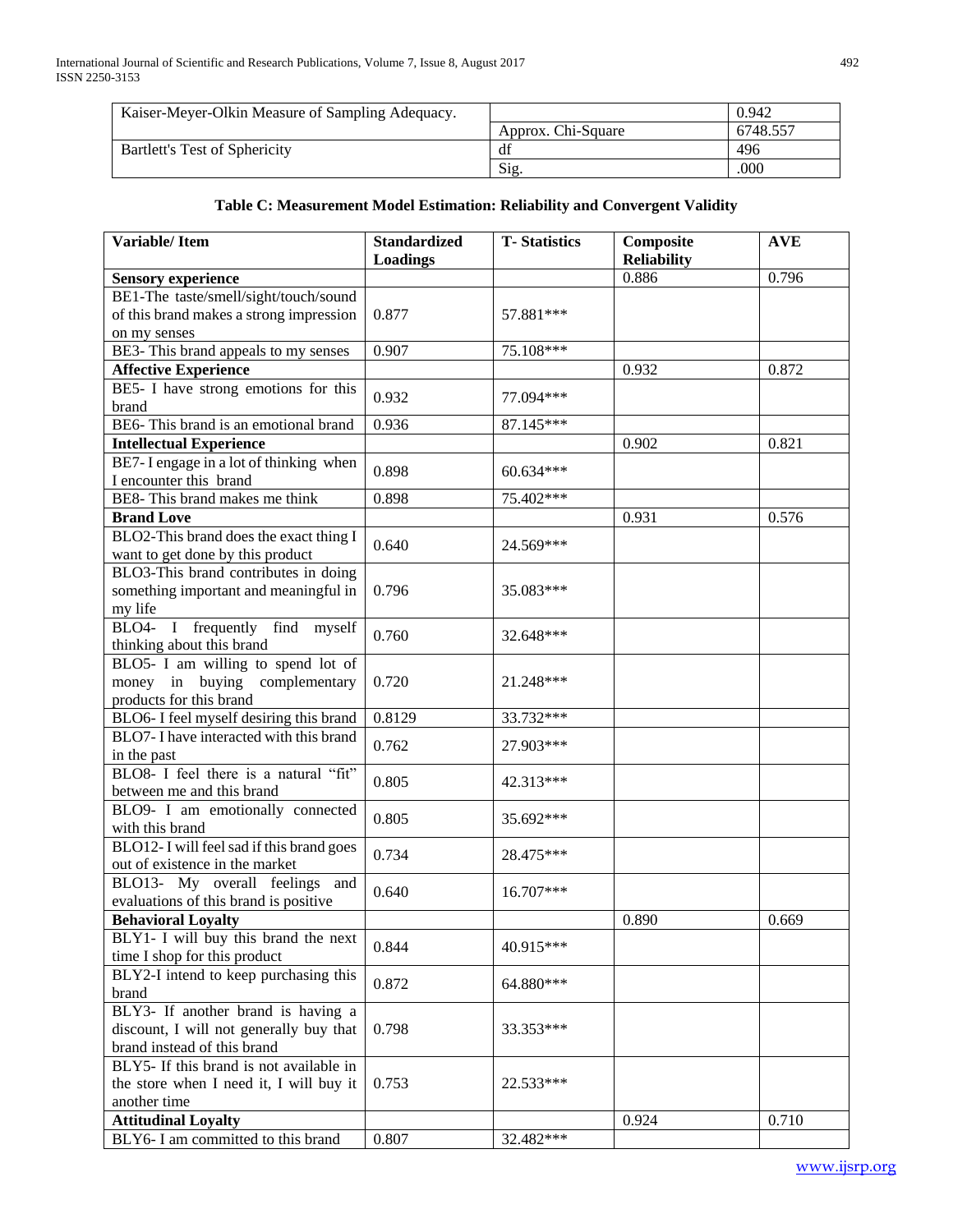| Kaiser-Meyer-Olkin Measure of Sampling Adequacy. | | 0.942 |
|---|---|---|
| Bartlett's Test of Sphericity | Approx. Chi-Square | 6748.557 |
| | df | 496 |
| | Sig. | .000 |

**Table C: Measurement Model Estimation: Reliability and Convergent Validity**

| Variable/ Item | Standardized Loadings | T- Statistics | Composite Reliability | AVE |
|---|---|---|---|---|
| **Sensory experience** | | | 0.886 | 0.796 |
| BE1-The taste/smell/sight/touch/sound of this brand makes a strong impression on my senses | 0.877 | 57.881*** | | |
| BE3- This brand appeals to my senses | 0.907 | 75.108*** | | |
| **Affective Experience** | | | 0.932 | 0.872 |
| BE5- I have strong emotions for this brand | 0.932 | 77.094*** | | |
| BE6- This brand is an emotional brand | 0.936 | 87.145*** | | |
| **Intellectual Experience** | | | 0.902 | 0.821 |
| BE7- I engage in a lot of thinking when I encounter this brand | 0.898 | 60.634*** | | |
| BE8- This brand makes me think | 0.898 | 75.402*** | | |
| **Brand Love** | | | 0.931 | 0.576 |
| BLO2-This brand does the exact thing I want to get done by this product | 0.640 | 24.569*** | | |
| BLO3-This brand contributes in doing something important and meaningful in my life | 0.796 | 35.083*** | | |
| BLO4- I frequently find myself thinking about this brand | 0.760 | 32.648*** | | |
| BLO5- I am willing to spend lot of money in buying complementary products for this brand | 0.720 | 21.248*** | | |
| BLO6- I feel myself desiring this brand | 0.8129 | 33.732*** | | |
| BLO7- I have interacted with this brand in the past | 0.762 | 27.903*** | | |
| BLO8- I feel there is a natural "fit" between me and this brand | 0.805 | 42.313*** | | |
| BLO9- I am emotionally connected with this brand | 0.805 | 35.692*** | | |
| BLO12- I will feel sad if this brand goes out of existence in the market | 0.734 | 28.475*** | | |
| BLO13- My overall feelings and evaluations of this brand is positive | 0.640 | 16.707*** | | |
| **Behavioral Loyalty** | | | 0.890 | 0.669 |
| BLY1- I will buy this brand the next time I shop for this product | 0.844 | 40.915*** | | |
| BLY2-I intend to keep purchasing this brand | 0.872 | 64.880*** | | |
| BLY3- If another brand is having a discount, I will not generally buy that brand instead of this brand | 0.798 | 33.353*** | | |
| BLY5- If this brand is not available in the store when I need it, I will buy it another time | 0.753 | 22.533*** | | |
| **Attitudinal Loyalty** | | | 0.924 | 0.710 |
| BLY6- I am committed to this brand | 0.807 | 32.482*** | | |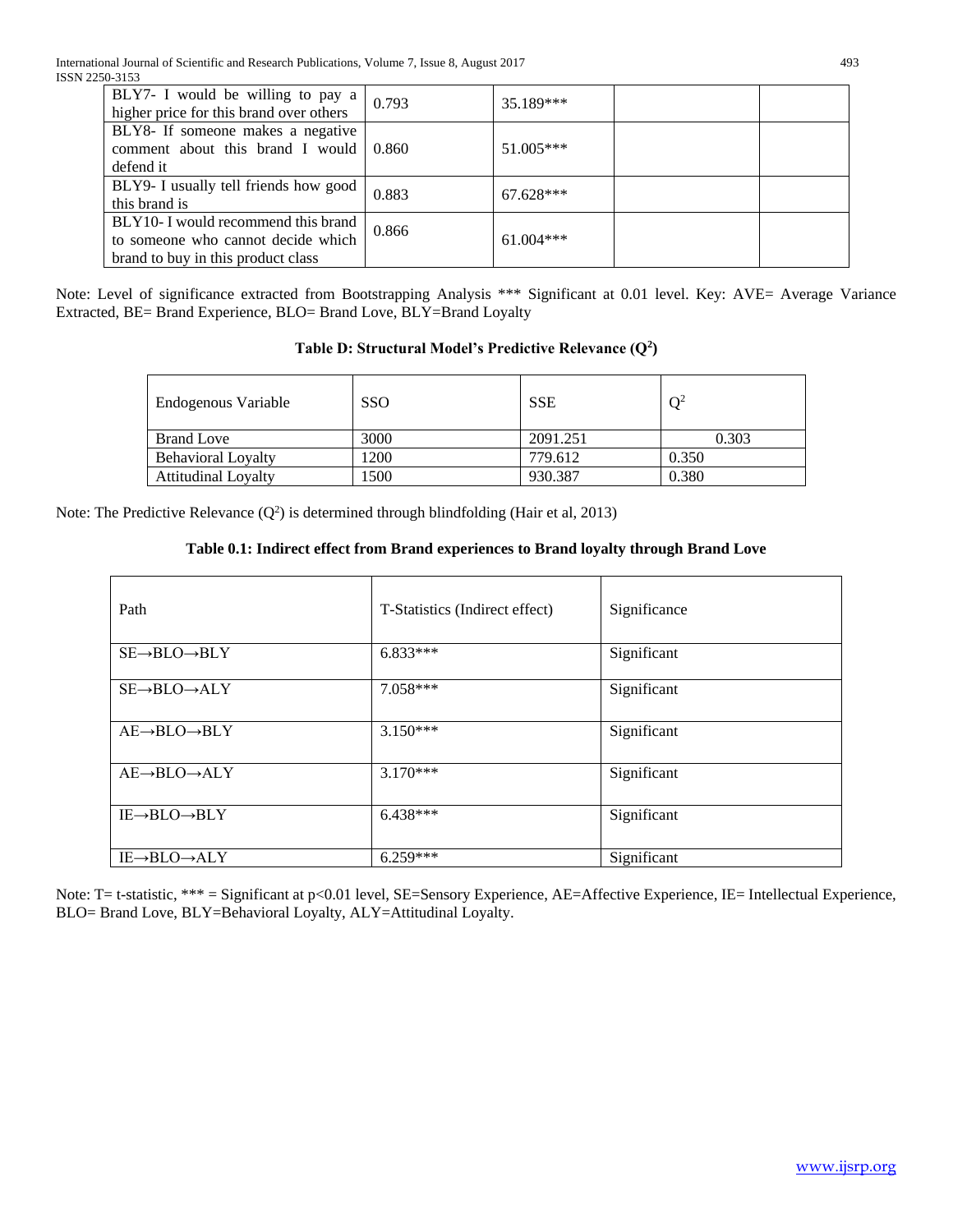| | | | | |
|---|---|---|---|---|
| BLY7- I would be willing to pay a higher price for this brand over others | 0.793 | 35.189*** | | |
| BLY8- If someone makes a negative comment about this brand I would defend it | 0.860 | 51.005*** | | |
| BLY9- I usually tell friends how good this brand is | 0.883 | 67.628*** | | |
| BLY10- I would recommend this brand to someone who cannot decide which brand to buy in this product class | 0.866 | 61.004*** | | |

Note: Level of significance extracted from Bootstrapping Analysis *** Significant at 0.01 level. Key: AVE= Average Variance Extracted, BE= Brand Experience, BLO= Brand Love, BLY=Brand Loyalty

**Table D: Structural Model's Predictive Relevance ($Q^2$)**

| Endogenous Variable | SSO | SSE | $Q^2$ |
|---|---|---|---|
| Brand Love | 3000 | 2091.251 | 0.303 |
| Behavioral Loyalty | 1200 | 779.612 | 0.350 |
| Attitudinal Loyalty | 1500 | 930.387 | 0.380 |

Note: The Predictive Relevance ($Q^2$) is determined through blindfolding (Hair et al, 2013)

**Table 0.1: Indirect effect from Brand experiences to Brand loyalty through Brand Love**

| Path | T-Statistics (Indirect effect) | Significance |
|---|---|---|
| SE→BLO→BLY | 6.833*** | Significant |
| SE→BLO→ALY | 7.058*** | Significant |
| AE→BLO→BLY | 3.150*** | Significant |
| AE→BLO→ALY | 3.170*** | Significant |
| IE→BLO→BLY | 6.438*** | Significant |
| IE→BLO→ALY | 6.259*** | Significant |

Note: T= t-statistic, *** = Significant at p<0.01 level, SE=Sensory Experience, AE=Affective Experience, IE= Intellectual Experience, BLO= Brand Love, BLY=Behavioral Loyalty, ALY=Attitudinal Loyalty.